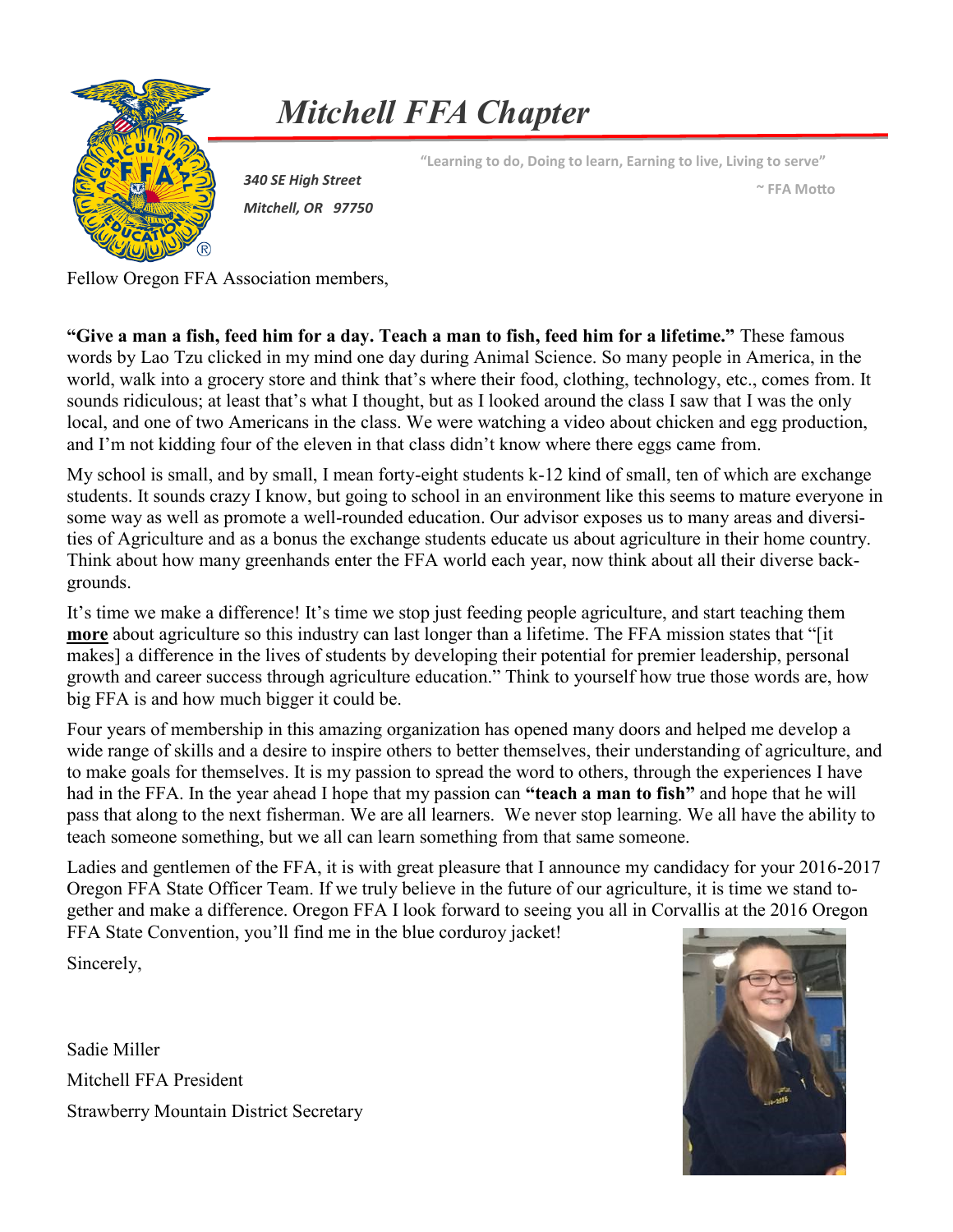# *Mitchell FFA Chapter*

*340 SE High Street*

*Mitchell, OR   97750*

"Learning to do, Doing to learn, Earning to live, Living to serve"

~ FFA Motto

Fellow Oregon FFA Association members,

**"Give a man a fish, feed him for a day. Teach a man to fish, feed him for a lifetime."** These famous words by Lao Tzu clicked in my mind one day during Animal Science. So many people in America, in the world, walk into a grocery store and think that's where their food, clothing, technology, etc., comes from. It sounds ridiculous; at least that's what I thought, but as I looked around the class I saw that I was the only local, and one of two Americans in the class. We were watching a video about chicken and egg production, and I'm not kidding four of the eleven in that class didn't know where there eggs came from.

My school is small, and by small, I mean forty-eight students k-12 kind of small, ten of which are exchange students. It sounds crazy I know, but going to school in an environment like this seems to mature everyone in some way as well as promote a well-rounded education. Our advisor exposes us to many areas and diversities of Agriculture and as a bonus the exchange students educate us about agriculture in their home country. Think about how many greenhands enter the FFA world each year, now think about all their diverse backgrounds.

It's time we make a difference! It's time we stop just feeding people agriculture, and start teaching them **more** about agriculture so this industry can last longer than a lifetime. The FFA mission states that "[it makes] a difference in the lives of students by developing their potential for premier leadership, personal growth and career success through agriculture education." Think to yourself how true those words are, how big FFA is and how much bigger it could be.

Four years of membership in this amazing organization has opened many doors and helped me develop a wide range of skills and a desire to inspire others to better themselves, their understanding of agriculture, and to make goals for themselves. It is my passion to spread the word to others, through the experiences I have had in the FFA. In the year ahead I hope that my passion can **"teach a man to fish"** and hope that he will pass that along to the next fisherman. We are all learners. We never stop learning. We all have the ability to teach someone something, but we all can learn something from that same someone.

Ladies and gentlemen of the FFA, it is with great pleasure that I announce my candidacy for your 2016-2017 Oregon FFA State Officer Team. If we truly believe in the future of our agriculture, it is time we stand together and make a difference. Oregon FFA I look forward to seeing you all in Corvallis at the 2016 Oregon FFA State Convention, you'll find me in the blue corduroy jacket!

Sincerely,

Sadie Miller

Mitchell FFA President

Strawberry Mountain District Secretary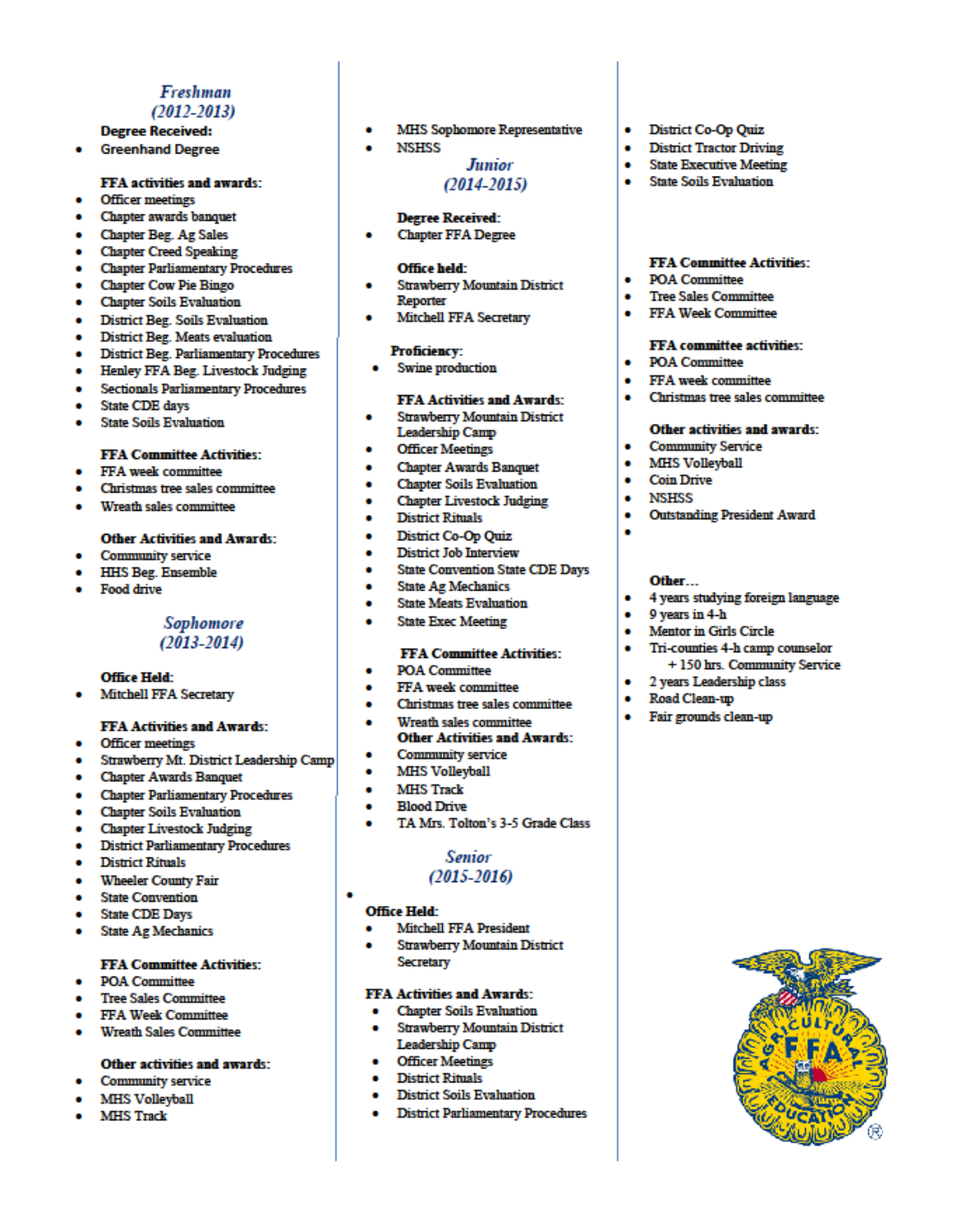## *Freshman (2012-2013)*

**Degree Received:**

- Greenhand Degree

**FFA activities and awards:**

- Officer meetings
- Chapter awards banquet
- Chapter Beg. Ag Sales
- Chapter Creed Speaking
- Chapter Parliamentary Procedures
- Chapter Cow Pie Bingo
- Chapter Soils Evaluation
- District Beg. Soils Evaluation
- District Beg. Meats evaluation
- District Beg. Parliamentary Procedures
- Henley FFA Beg. Livestock Judging
- Sectionals Parliamentary Procedures
- State CDE days
- State Soils Evaluation

**FFA Committee Activities:**

- FFA week committee
- Christmas tree sales committee
- Wreath sales committee

**Other Activities and Awards:**

- Community service
- HHS Beg. Ensemble
- Food drive

## *Sophomore (2013-2014)*

**Office Held:**

- Mitchell FFA Secretary

**FFA Activities and Awards:**

- Officer meetings
- Strawberry Mt. District Leadership Camp
- Chapter Awards Banquet
- Chapter Parliamentary Procedures
- Chapter Soils Evaluation
- Chapter Livestock Judging
- District Parliamentary Procedures
- District Rituals
- Wheeler County Fair
- State Convention
- State CDE Days
- State Ag Mechanics

**FFA Committee Activities:**

- POA Committee
- Tree Sales Committee
- FFA Week Committee
- Wreath Sales Committee

**Other activities and awards:**

- Community service
- MHS Volleyball
- MHS Track
- MHS Sophomore Representative
- NSHSS

## *Junior (2014-2015)*

**Degree Received:**

- Chapter FFA Degree

**Office held:**

- Strawberry Mountain District Reporter
- Mitchell FFA Secretary

**Proficiency:**

- Swine production

**FFA Activities and Awards:**

- Strawberry Mountain District Leadership Camp
- Officer Meetings
- Chapter Awards Banquet
- Chapter Soils Evaluation
- Chapter Livestock Judging
- District Rituals
- District Co-Op Quiz
- District Job Interview
- State Convention State CDE Days
- State Ag Mechanics
- State Meats Evaluation
- State Exec Meeting

**FFA Committee Activities:**

- POA Committee
- FFA week committee
- Christmas tree sales committee
- Wreath sales committee

**Other Activities and Awards:**

- Community service
- MHS Volleyball
- MHS Track
- Blood Drive
- TA Mrs. Tolton's 3-5 Grade Class

## *Senior (2015-2016)*

**Office Held:**

- Mitchell FFA President
- Strawberry Mountain District Secretary

**FFA Activities and Awards:**

- Chapter Soils Evaluation
- Strawberry Mountain District Leadership Camp
- Officer Meetings
- District Rituals
- District Soils Evaluation
- District Parliamentary Procedures
- District Co-Op Quiz
- District Tractor Driving
- State Executive Meeting
- State Soils Evaluation

**FFA Committee Activities:**

- POA Committee
- Tree Sales Committee
- FFA Week Committee

**FFA committee activities:**

- POA Committee
- FFA week committee
- Christmas tree sales committee

**Other activities and awards:**

- Community Service
- MHS Volleyball
- Coin Drive
- NSHSS
- Outstanding President Award

**Other…**

- 4 years studying foreign language
- 9 years in 4-h
- Mentor in Girls Circle
- Tri-counties 4-h camp counselor + 150 hrs. Community Service
- 2 years Leadership class
- Road Clean-up
- Fair grounds clean-up